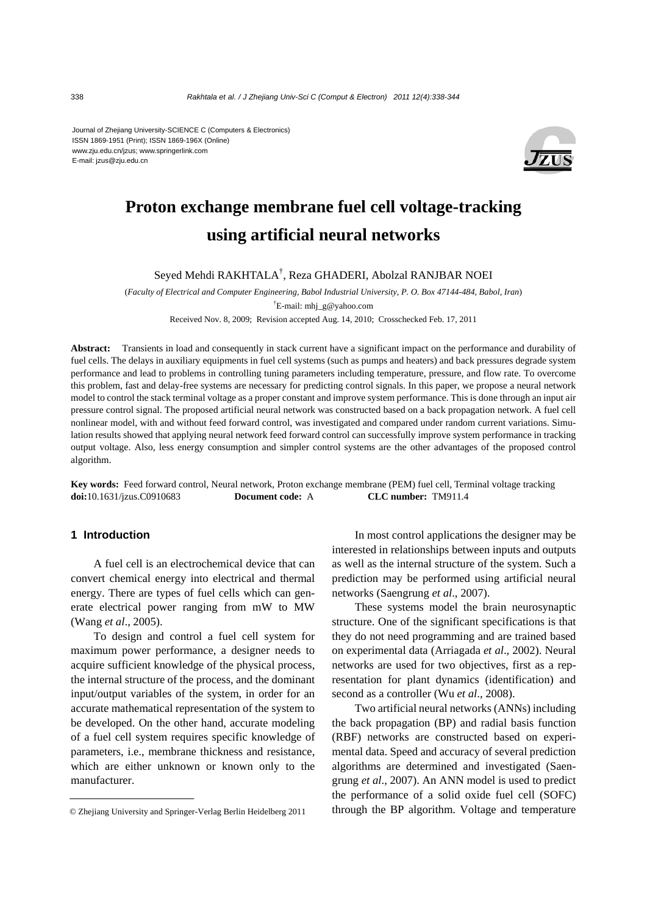Journal of Zhejiang University-SCIENCE C (Computers & Electronics)
ISSN 1869-1951 (Print); ISSN 1869-196X (Online)
www.zju.edu.cn/jzus; www.springerlink.com
E-mail: jzus@zju.edu.cn

# Proton exchange membrane fuel cell voltage-tracking using artificial neural networks

Seyed Mehdi RAKHTALA[†], Reza GHADERI, Abolzal RANJBAR NOEI

(*Faculty of Electrical and Computer Engineering, Babol Industrial University, P. O. Box 47144-484, Babol, Iran*)

[†]E-mail: mhj_g@yahoo.com

Received Nov. 8, 2009; Revision accepted Aug. 14, 2010; Crosschecked Feb. 17, 2011

**Abstract:** Transients in load and consequently in stack current have a significant impact on the performance and durability of fuel cells. The delays in auxiliary equipments in fuel cell systems (such as pumps and heaters) and back pressures degrade system performance and lead to problems in controlling tuning parameters including temperature, pressure, and flow rate. To overcome this problem, fast and delay-free systems are necessary for predicting control signals. In this paper, we propose a neural network model to control the stack terminal voltage as a proper constant and improve system performance. This is done through an input air pressure control signal. The proposed artificial neural network was constructed based on a back propagation network. A fuel cell nonlinear model, with and without feed forward control, was investigated and compared under random current variations. Simulation results showed that applying neural network feed forward control can successfully improve system performance in tracking output voltage. Also, less energy consumption and simpler control systems are the other advantages of the proposed control algorithm.

**Key words:** Feed forward control, Neural network, Proton exchange membrane (PEM) fuel cell, Terminal voltage tracking
**doi:**10.1631/jzus.C0910683 **Document code:** A **CLC number:** TM911.4

## 1 Introduction

A fuel cell is an electrochemical device that can convert chemical energy into electrical and thermal energy. There are types of fuel cells which can generate electrical power ranging from mW to MW (Wang *et al*., 2005).

To design and control a fuel cell system for maximum power performance, a designer needs to acquire sufficient knowledge of the physical process, the internal structure of the process, and the dominant input/output variables of the system, in order for an accurate mathematical representation of the system to be developed. On the other hand, accurate modeling of a fuel cell system requires specific knowledge of parameters, i.e., membrane thickness and resistance, which are either unknown or known only to the manufacturer.

In most control applications the designer may be interested in relationships between inputs and outputs as well as the internal structure of the system. Such a prediction may be performed using artificial neural networks (Saengrung *et al*., 2007).

These systems model the brain neurosynaptic structure. One of the significant specifications is that they do not need programming and are trained based on experimental data (Arriagada *et al*., 2002). Neural networks are used for two objectives, first as a representation for plant dynamics (identification) and second as a controller (Wu *et al*., 2008).

Two artificial neural networks (ANNs) including the back propagation (BP) and radial basis function (RBF) networks are constructed based on experimental data. Speed and accuracy of several prediction algorithms are determined and investigated (Saengrung *et al*., 2007). An ANN model is used to predict the performance of a solid oxide fuel cell (SOFC) through the BP algorithm. Voltage and temperature

© Zhejiang University and Springer-Verlag Berlin Heidelberg 2011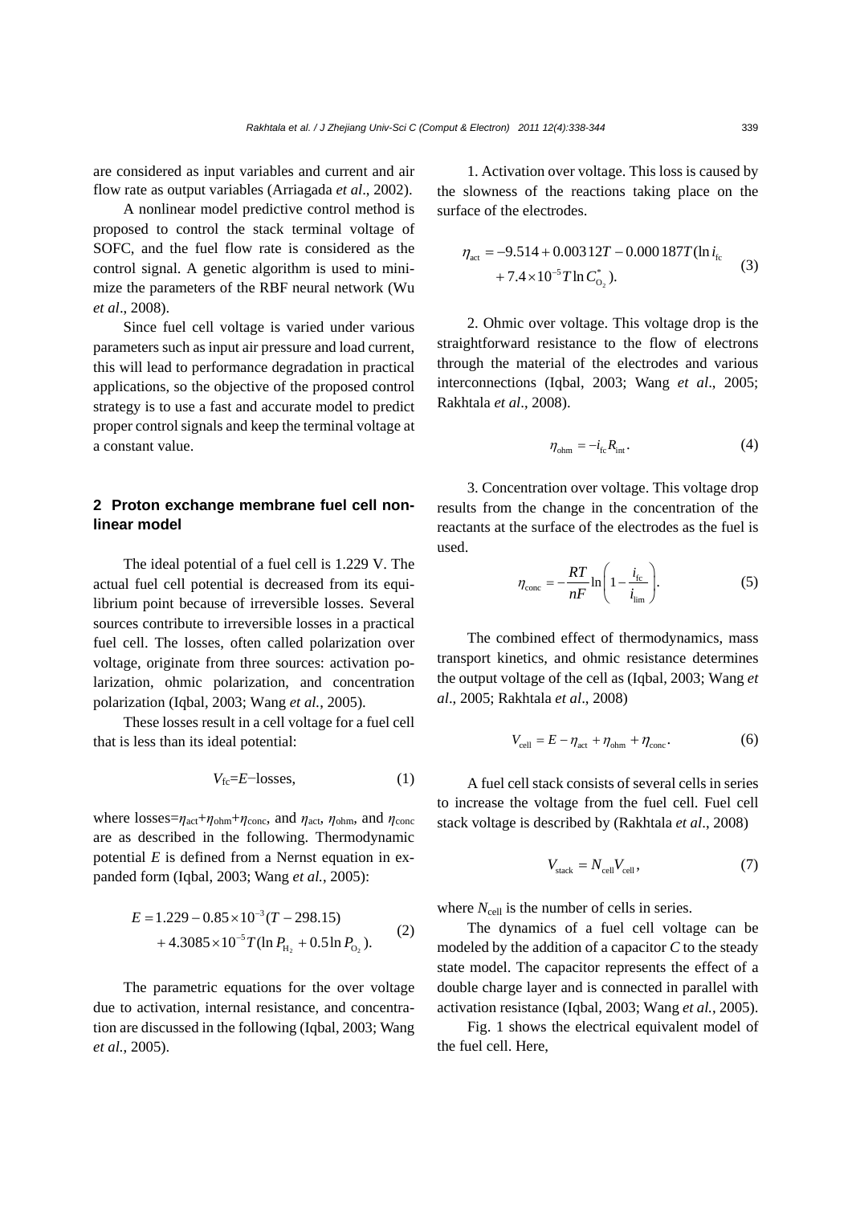are considered as input variables and current and air flow rate as output variables (Arriagada *et al*., 2002).

A nonlinear model predictive control method is proposed to control the stack terminal voltage of SOFC, and the fuel flow rate is considered as the control signal. A genetic algorithm is used to minimize the parameters of the RBF neural network (Wu *et al*., 2008).

Since fuel cell voltage is varied under various parameters such as input air pressure and load current, this will lead to performance degradation in practical applications, so the objective of the proposed control strategy is to use a fast and accurate model to predict proper control signals and keep the terminal voltage at a constant value.

## 2 Proton exchange membrane fuel cell nonlinear model

The ideal potential of a fuel cell is 1.229 V. The actual fuel cell potential is decreased from its equilibrium point because of irreversible losses. Several sources contribute to irreversible losses in a practical fuel cell. The losses, often called polarization over voltage, originate from three sources: activation polarization, ohmic polarization, and concentration polarization (Iqbal, 2003; Wang *et al.*, 2005).

These losses result in a cell voltage for a fuel cell that is less than its ideal potential:

$$V_{\rm fc}=E-\text{losses}, \tag{1}$$

where losses=$\eta_{\rm act}+\eta_{\rm ohm}+\eta_{\rm conc}$, and $\eta_{\rm act}$, $\eta_{\rm ohm}$, and $\eta_{\rm conc}$ are as described in the following. Thermodynamic potential $E$ is defined from a Nernst equation in expanded form (Iqbal, 2003; Wang *et al.*, 2005):

$$E=1.229-0.85\times10^{-3}(T-298.15) + 4.3085\times10^{-5}T(\ln P_{\rm H_2}+0.5\ln P_{\rm O_2}). \tag{2}$$

The parametric equations for the over voltage due to activation, internal resistance, and concentration are discussed in the following (Iqbal, 2003; Wang *et al.*, 2005).

1. Activation over voltage. This loss is caused by the slowness of the reactions taking place on the surface of the electrodes.

$$\eta_{\rm act}=-9.514+0.00312T-0.000187T(\ln i_{\rm fc} + 7.4\times10^{-5}T\ln C^{*}_{\rm O_2}). \tag{3}$$

2. Ohmic over voltage. This voltage drop is the straightforward resistance to the flow of electrons through the material of the electrodes and various interconnections (Iqbal, 2003; Wang *et al*., 2005; Rakhtala *et al*., 2008).

$$\eta_{\rm ohm}=-i_{\rm fc}R_{\rm int}. \tag{4}$$

3. Concentration over voltage. This voltage drop results from the change in the concentration of the reactants at the surface of the electrodes as the fuel is used.

$$\eta_{\rm conc}=-\frac{RT}{nF}\ln\left(1-\frac{i_{\rm fc}}{i_{\rm lim}}\right). \tag{5}$$

The combined effect of thermodynamics, mass transport kinetics, and ohmic resistance determines the output voltage of the cell as (Iqbal, 2003; Wang *et al*., 2005; Rakhtala *et al*., 2008)

$$V_{\rm cell}=E-\eta_{\rm act}+\eta_{\rm ohm}+\eta_{\rm conc}. \tag{6}$$

A fuel cell stack consists of several cells in series to increase the voltage from the fuel cell. Fuel cell stack voltage is described by (Rakhtala *et al*., 2008)

$$V_{\rm stack}=N_{\rm cell}V_{\rm cell}, \tag{7}$$

where $N_{\rm cell}$ is the number of cells in series.

The dynamics of a fuel cell voltage can be modeled by the addition of a capacitor $C$ to the steady state model. The capacitor represents the effect of a double charge layer and is connected in parallel with activation resistance (Iqbal, 2003; Wang *et al.*, 2005).

Fig. 1 shows the electrical equivalent model of the fuel cell. Here,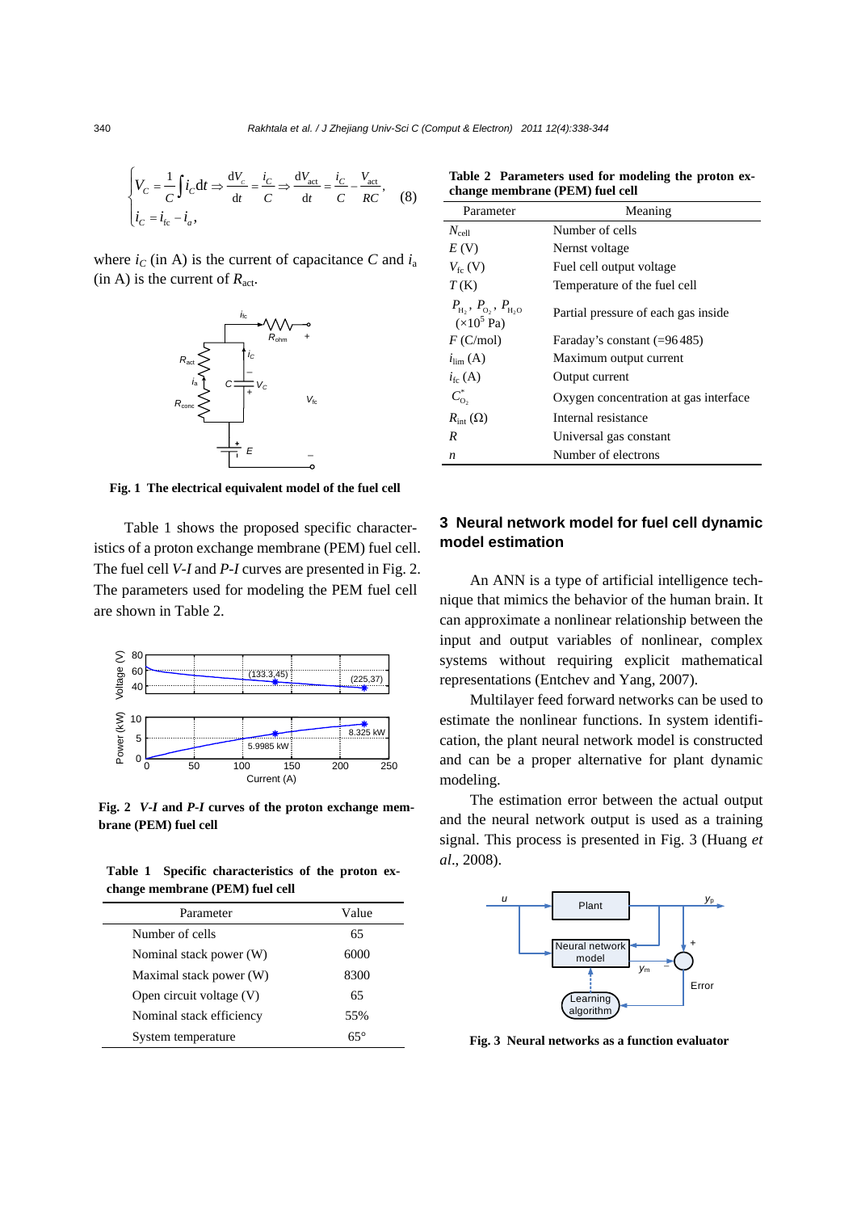$$\begin{cases} V_C = \frac{1}{C}\int i_C \mathrm{d}t \Rightarrow \frac{\mathrm{d}V_C}{\mathrm{d}t} = \frac{i_C}{C} \Rightarrow \frac{\mathrm{d}V_{\mathrm{act}}}{\mathrm{d}t} = \frac{i_C}{C} - \frac{V_{\mathrm{act}}}{RC}, \\ i_C = i_{\mathrm{fc}} - i_a, \end{cases} \quad (8)$$

where $i_C$ (in A) is the current of capacitance $C$ and $i_a$ (in A) is the current of $R_{\mathrm{act}}$.

**Fig. 1 The electrical equivalent model of the fuel cell**

Table 1 shows the proposed specific characteristics of a proton exchange membrane (PEM) fuel cell. The fuel cell *V-I* and *P-I* curves are presented in Fig. 2. The parameters used for modeling the PEM fuel cell are shown in Table 2.

**Fig. 2 *V-I* and *P-I* curves of the proton exchange membrane (PEM) fuel cell**

**Table 1 Specific characteristics of the proton exchange membrane (PEM) fuel cell**

| Parameter | Value |
|---|---|
| Number of cells | 65 |
| Nominal stack power (W) | 6000 |
| Maximal stack power (W) | 8300 |
| Open circuit voltage (V) | 65 |
| Nominal stack efficiency | 55% |
| System temperature | 65° |

**Table 2 Parameters used for modeling the proton exchange membrane (PEM) fuel cell**

| Parameter | Meaning |
|---|---|
| $N_{\mathrm{cell}}$ | Number of cells |
| $E$ (V) | Nernst voltage |
| $V_{\mathrm{fc}}$ (V) | Fuel cell output voltage |
| $T$ (K) | Temperature of the fuel cell |
| $P_{H_2}$, $P_{O_2}$, $P_{H_2O}$ ($\times 10^5$ Pa) | Partial pressure of each gas inside |
| $F$ (C/mol) | Faraday's constant (=96 485) |
| $i_{\mathrm{lim}}$ (A) | Maximum output current |
| $i_{\mathrm{fc}}$ (A) | Output current |
| $C^*_{O_2}$ | Oxygen concentration at gas interface |
| $R_{\mathrm{int}}$ (Ω) | Internal resistance |
| $R$ | Universal gas constant |
| $n$ | Number of electrons |

## 3 Neural network model for fuel cell dynamic model estimation

An ANN is a type of artificial intelligence technique that mimics the behavior of the human brain. It can approximate a nonlinear relationship between the input and output variables of nonlinear, complex systems without requiring explicit mathematical representations (Entchev and Yang, 2007).

Multilayer feed forward networks can be used to estimate the nonlinear functions. In system identification, the plant neural network model is constructed and can be a proper alternative for plant dynamic modeling.

The estimation error between the actual output and the neural network output is used as a training signal. This process is presented in Fig. 3 (Huang *et al*., 2008).

**Fig. 3 Neural networks as a function evaluator**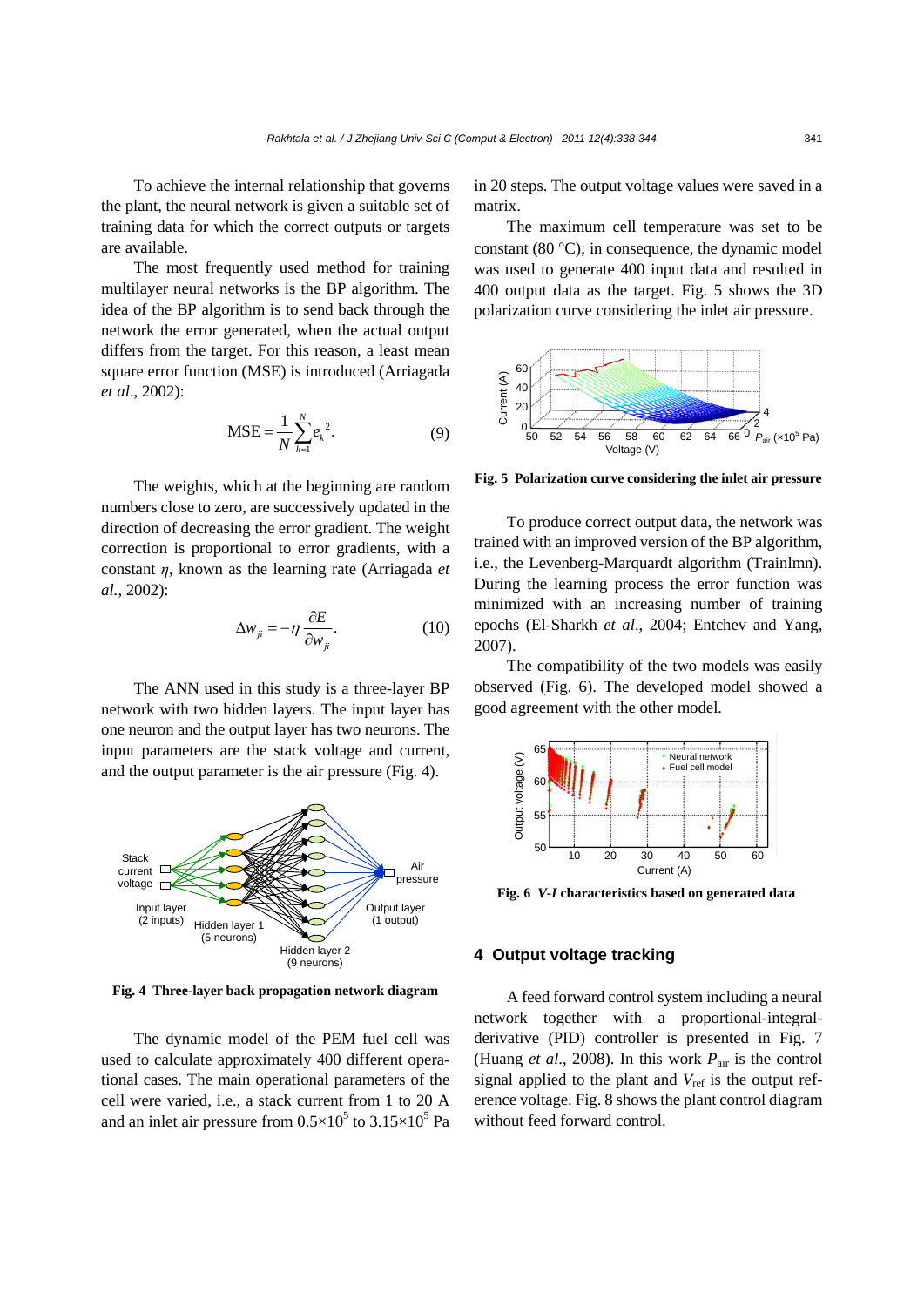To achieve the internal relationship that governs the plant, the neural network is given a suitable set of training data for which the correct outputs or targets are available.

The most frequently used method for training multilayer neural networks is the BP algorithm. The idea of the BP algorithm is to send back through the network the error generated, when the actual output differs from the target. For this reason, a least mean square error function (MSE) is introduced (Arriagada *et al*., 2002):

$$\text{MSE} = \frac{1}{N}\sum_{k=1}^{N} e_k^{\,2}. \tag{9}$$

The weights, which at the beginning are random numbers close to zero, are successively updated in the direction of decreasing the error gradient. The weight correction is proportional to error gradients, with a constant $\eta$, known as the learning rate (Arriagada *et al.*, 2002):

$$\Delta w_{ji} = -\eta \frac{\partial E}{\partial w_{ji}}. \tag{10}$$

The ANN used in this study is a three-layer BP network with two hidden layers. The input layer has one neuron and the output layer has two neurons. The input parameters are the stack voltage and current, and the output parameter is the air pressure (Fig. 4).

**Fig. 4 Three-layer back propagation network diagram**

The dynamic model of the PEM fuel cell was used to calculate approximately 400 different operational cases. The main operational parameters of the cell were varied, i.e., a stack current from 1 to 20 A and an inlet air pressure from $0.5\times10^5$ to $3.15\times10^5$ Pa in 20 steps. The output voltage values were saved in a matrix.

The maximum cell temperature was set to be constant (80 °C); in consequence, the dynamic model was used to generate 400 input data and resulted in 400 output data as the target. Fig. 5 shows the 3D polarization curve considering the inlet air pressure.

**Fig. 5 Polarization curve considering the inlet air pressure**

To produce correct output data, the network was trained with an improved version of the BP algorithm, i.e., the Levenberg-Marquardt algorithm (Trainlmn). During the learning process the error function was minimized with an increasing number of training epochs (El-Sharkh *et al*., 2004; Entchev and Yang, 2007).

The compatibility of the two models was easily observed (Fig. 6). The developed model showed a good agreement with the other model.

**Fig. 6 *V-I* characteristics based on generated data**

## 4 Output voltage tracking

A feed forward control system including a neural network together with a proportional-integral-derivative (PID) controller is presented in Fig. 7 (Huang *et al*., 2008). In this work $P_{\text{air}}$ is the control signal applied to the plant and $V_{\text{ref}}$ is the output reference voltage. Fig. 8 shows the plant control diagram without feed forward control.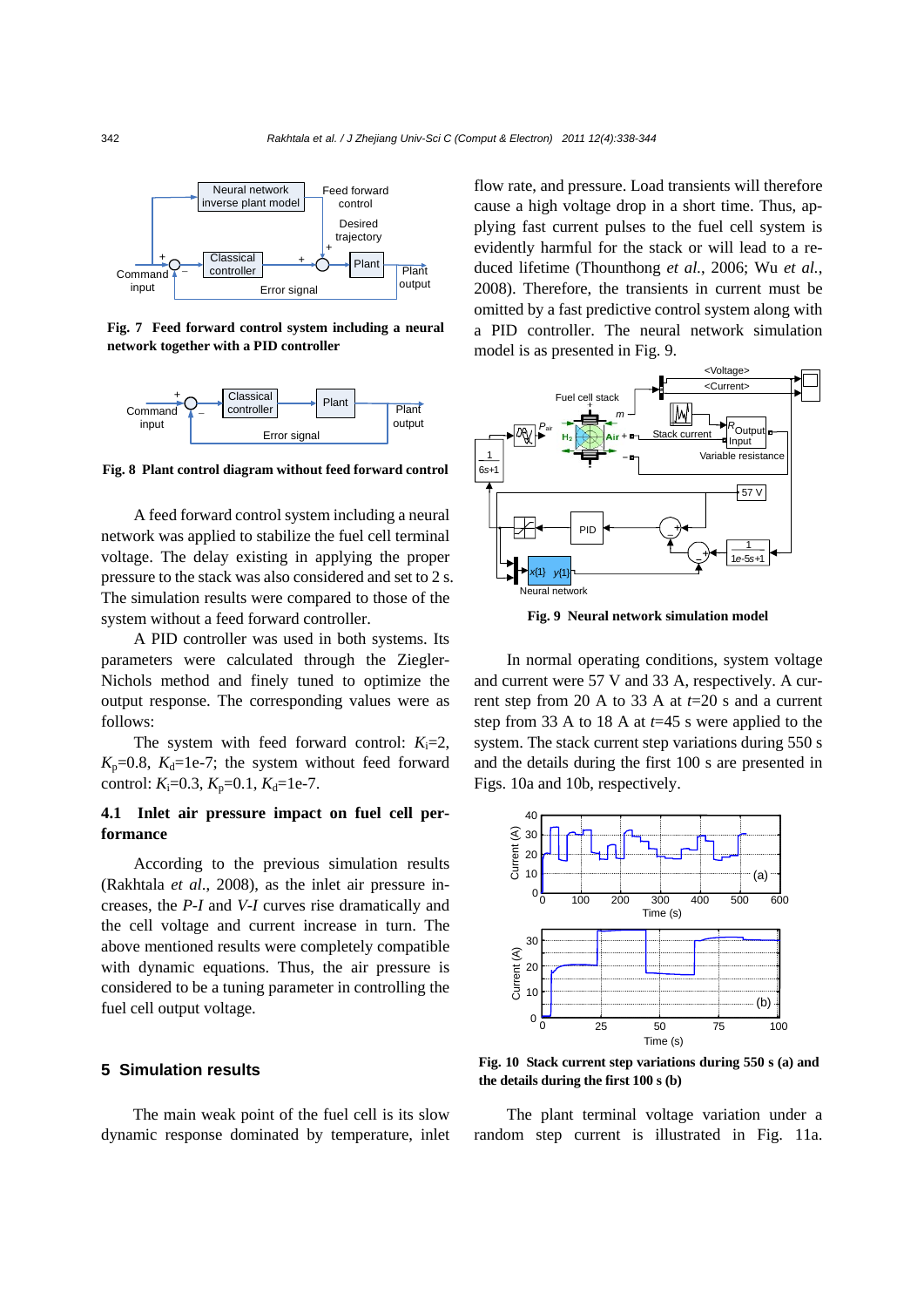Fig. 7 Feed forward control system including a neural network together with a PID controller

Fig. 8 Plant control diagram without feed forward control

A feed forward control system including a neural network was applied to stabilize the fuel cell terminal voltage. The delay existing in applying the proper pressure to the stack was also considered and set to 2 s. The simulation results were compared to those of the system without a feed forward controller.

A PID controller was used in both systems. Its parameters were calculated through the Ziegler-Nichols method and finely tuned to optimize the output response. The corresponding values were as follows:

The system with feed forward control: $K_i$=2, $K_p$=0.8, $K_d$=1e-7; the system without feed forward control: $K_i$=0.3, $K_p$=0.1, $K_d$=1e-7.

### 4.1 Inlet air pressure impact on fuel cell performance

According to the previous simulation results (Rakhtala *et al*., 2008), as the inlet air pressure increases, the *P-I* and *V-I* curves rise dramatically and the cell voltage and current increase in turn. The above mentioned results were completely compatible with dynamic equations. Thus, the air pressure is considered to be a tuning parameter in controlling the fuel cell output voltage.

## 5 Simulation results

The main weak point of the fuel cell is its slow dynamic response dominated by temperature, inlet flow rate, and pressure. Load transients will therefore cause a high voltage drop in a short time. Thus, applying fast current pulses to the fuel cell system is evidently harmful for the stack or will lead to a reduced lifetime (Thounthong *et al.*, 2006; Wu *et al.*, 2008). Therefore, the transients in current must be omitted by a fast predictive control system along with a PID controller. The neural network simulation model is as presented in Fig. 9.

Fig. 9 Neural network simulation model

In normal operating conditions, system voltage and current were 57 V and 33 A, respectively. A current step from 20 A to 33 A at *t*=20 s and a current step from 33 A to 18 A at *t*=45 s were applied to the system. The stack current step variations during 550 s and the details during the first 100 s are presented in Figs. 10a and 10b, respectively.

Fig. 10 Stack current step variations during 550 s (a) and the details during the first 100 s (b)

The plant terminal voltage variation under a random step current is illustrated in Fig. 11a.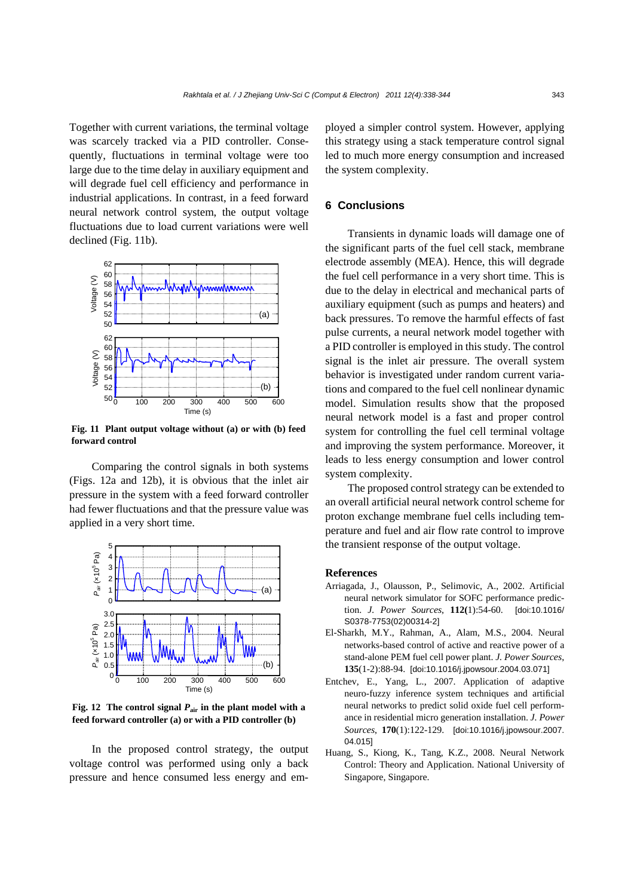Together with current variations, the terminal voltage was scarcely tracked via a PID controller. Consequently, fluctuations in terminal voltage were too large due to the time delay in auxiliary equipment and will degrade fuel cell efficiency and performance in industrial applications. In contrast, in a feed forward neural network control system, the output voltage fluctuations due to load current variations were well declined (Fig. 11b).

**Fig. 11 Plant output voltage without (a) or with (b) feed forward control**

Comparing the control signals in both systems (Figs. 12a and 12b), it is obvious that the inlet air pressure in the system with a feed forward controller had fewer fluctuations and that the pressure value was applied in a very short time.

**Fig. 12 The control signal $P_{air}$ in the plant model with a feed forward controller (a) or with a PID controller (b)**

In the proposed control strategy, the output voltage control was performed using only a back pressure and hence consumed less energy and employed a simpler control system. However, applying this strategy using a stack temperature control signal led to much more energy consumption and increased the system complexity.

## 6 Conclusions

Transients in dynamic loads will damage one of the significant parts of the fuel cell stack, membrane electrode assembly (MEA). Hence, this will degrade the fuel cell performance in a very short time. This is due to the delay in electrical and mechanical parts of auxiliary equipment (such as pumps and heaters) and back pressures. To remove the harmful effects of fast pulse currents, a neural network model together with a PID controller is employed in this study. The control signal is the inlet air pressure. The overall system behavior is investigated under random current variations and compared to the fuel cell nonlinear dynamic model. Simulation results show that the proposed neural network model is a fast and proper control system for controlling the fuel cell terminal voltage and improving the system performance. Moreover, it leads to less energy consumption and lower control system complexity.

The proposed control strategy can be extended to an overall artificial neural network control scheme for proton exchange membrane fuel cells including temperature and fuel and air flow rate control to improve the transient response of the output voltage.

## References

Arriagada, J., Olausson, P., Selimovic, A., 2002. Artificial neural network simulator for SOFC performance prediction. *J. Power Sources*, **112**(1):54-60. [doi:10.1016/S0378-7753(02)00314-2]

El-Sharkh, M.Y., Rahman, A., Alam, M.S., 2004. Neural networks-based control of active and reactive power of a stand-alone PEM fuel cell power plant. *J. Power Sources*, **135**(1-2):88-94. [doi:10.1016/j.jpowsour.2004.03.071]

Entchev, E., Yang, L., 2007. Application of adaptive neuro-fuzzy inference system techniques and artificial neural networks to predict solid oxide fuel cell performance in residential micro generation installation. *J. Power Sources*, **170**(1):122-129. [doi:10.1016/j.jpowsour.2007.04.015]

Huang, S., Kiong, K., Tang, K.Z., 2008. Neural Network Control: Theory and Application. National University of Singapore, Singapore.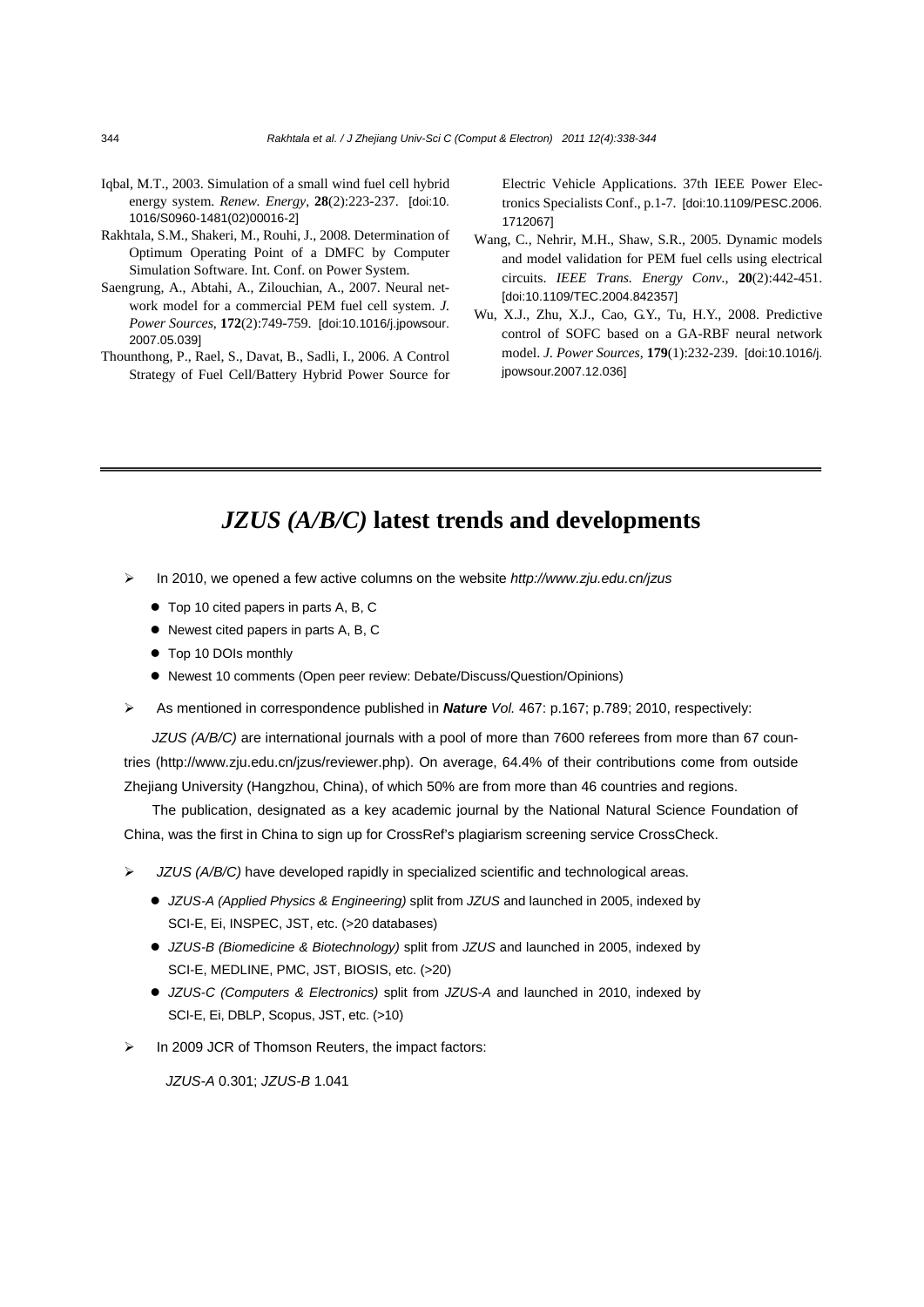Iqbal, M.T., 2003. Simulation of a small wind fuel cell hybrid energy system. *Renew. Energy*, **28**(2):223-237. [doi:10.1016/S0960-1481(02)00016-2]

Rakhtala, S.M., Shakeri, M., Rouhi, J., 2008. Determination of Optimum Operating Point of a DMFC by Computer Simulation Software. Int. Conf. on Power System.

Saengrung, A., Abtahi, A., Zilouchian, A., 2007. Neural network model for a commercial PEM fuel cell system. *J. Power Sources*, **172**(2):749-759. [doi:10.1016/j.jpowsour.2007.05.039]

Thounthong, P., Rael, S., Davat, B., Sadli, I., 2006. A Control Strategy of Fuel Cell/Battery Hybrid Power Source for Electric Vehicle Applications. 37th IEEE Power Electronics Specialists Conf., p.1-7. [doi:10.1109/PESC.2006.1712067]

Wang, C., Nehrir, M.H., Shaw, S.R., 2005. Dynamic models and model validation for PEM fuel cells using electrical circuits. *IEEE Trans. Energy Conv.*, **20**(2):442-451. [doi:10.1109/TEC.2004.842357]

Wu, X.J., Zhu, X.J., Cao, G.Y., Tu, H.Y., 2008. Predictive control of SOFC based on a GA-RBF neural network model. *J. Power Sources*, **179**(1):232-239. [doi:10.1016/j.jpowsour.2007.12.036]

---

# *JZUS (A/B/C)* latest trends and developments

- In 2010, we opened a few active columns on the website *http://www.zju.edu.cn/jzus*
  - Top 10 cited papers in parts A, B, C
  - Newest cited papers in parts A, B, C
  - Top 10 DOIs monthly
  - Newest 10 comments (Open peer review: Debate/Discuss/Question/Opinions)
- As mentioned in correspondence published in ***Nature*** *Vol.* 467: p.167; p.789; 2010, respectively:

*JZUS (A/B/C)* are international journals with a pool of more than 7600 referees from more than 67 countries (http://www.zju.edu.cn/jzus/reviewer.php). On average, 64.4% of their contributions come from outside Zhejiang University (Hangzhou, China), of which 50% are from more than 46 countries and regions.

The publication, designated as a key academic journal by the National Natural Science Foundation of China, was the first in China to sign up for CrossRef's plagiarism screening service CrossCheck.

- *JZUS (A/B/C)* have developed rapidly in specialized scientific and technological areas.
  - *JZUS-A (Applied Physics & Engineering)* split from *JZUS* and launched in 2005, indexed by SCI-E, Ei, INSPEC, JST, etc. (>20 databases)
  - *JZUS-B (Biomedicine & Biotechnology)* split from *JZUS* and launched in 2005, indexed by SCI-E, MEDLINE, PMC, JST, BIOSIS, etc. (>20)
  - *JZUS-C (Computers & Electronics)* split from *JZUS-A* and launched in 2010, indexed by SCI-E, Ei, DBLP, Scopus, JST, etc. (>10)
- In 2009 JCR of Thomson Reuters, the impact factors:

  *JZUS-A* 0.301; *JZUS-B* 1.041